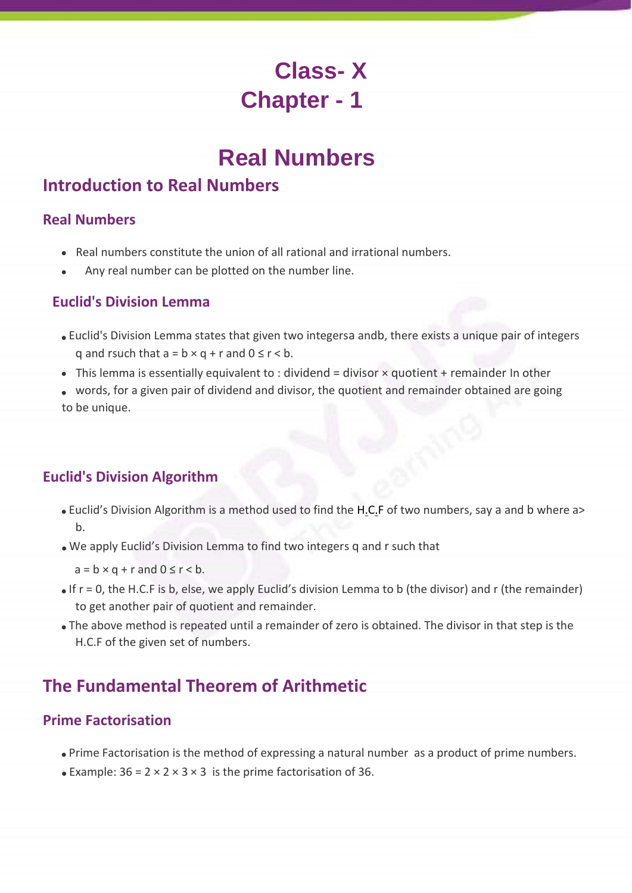# Class- X
# Chapter - 1

# Real Numbers

## Introduction to Real Numbers

### Real Numbers

- Real numbers constitute the union of all rational and irrational numbers.
- Any real number can be plotted on the number line.

### Euclid's Division Lemma

- Euclid's Division Lemma states that given two integersa andb, there exists a unique pair of integers q and rsuch that $a = b \times q + r$ and $0 \leq r < b$.
- This lemma is essentially equivalent to : dividend = divisor × quotient + remainder In other
- words, for a given pair of dividend and divisor, the quotient and remainder obtained are going to be unique.

## Euclid's Division Algorithm

- Euclid's Division Algorithm is a method used to find the H.C.F of two numbers, say a and b where a> b.
- We apply Euclid's Division Lemma to find two integers q and r such that

  $a = b \times q + r$ and $0 \leq r < b$.
- If $r = 0$, the H.C.F is b, else, we apply Euclid's division Lemma to b (the divisor) and r (the remainder) to get another pair of quotient and remainder.
- The above method is repeated until a remainder of zero is obtained. The divisor in that step is the H.C.F of the given set of numbers.

## The Fundamental Theorem of Arithmetic

### Prime Factorisation

- Prime Factorisation is the method of expressing a natural number as a product of prime numbers.
- Example: $36 = 2 \times 2 \times 3 \times 3$ is the prime factorisation of 36.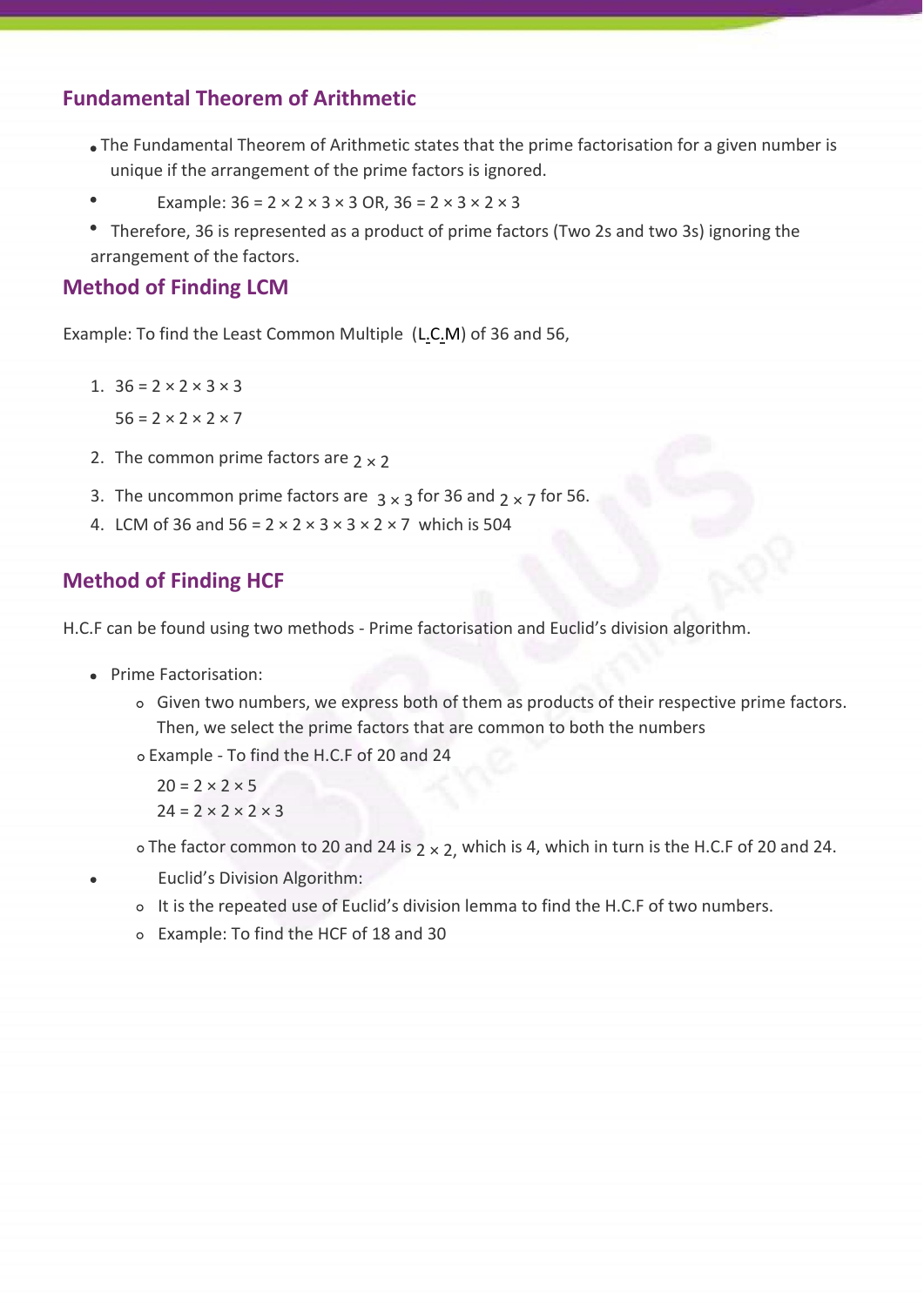## Fundamental Theorem of Arithmetic

- The Fundamental Theorem of Arithmetic states that the prime factorisation for a given number is unique if the arrangement of the prime factors is ignored.
- Example: $36 = 2 \times 2 \times 3 \times 3$ OR, $36 = 2 \times 3 \times 2 \times 3$
- Therefore, 36 is represented as a product of prime factors (Two 2s and two 3s) ignoring the arrangement of the factors.

## Method of Finding LCM

Example: To find the Least Common Multiple (L.C.M) of 36 and 56,

1. $36 = 2 \times 2 \times 3 \times 3$

   $56 = 2 \times 2 \times 2 \times 7$
2. The common prime factors are $2 \times 2$
3. The uncommon prime factors are $3 \times 3$ for 36 and $2 \times 7$ for 56.
4. LCM of 36 and 56 = $2 \times 2 \times 3 \times 3 \times 2 \times 7$ which is 504

## Method of Finding HCF

H.C.F can be found using two methods - Prime factorisation and Euclid's division algorithm.

- Prime Factorisation:
  - Given two numbers, we express both of them as products of their respective prime factors. Then, we select the prime factors that are common to both the numbers
  - Example - To find the H.C.F of 20 and 24

    $20 = 2 \times 2 \times 5$

    $24 = 2 \times 2 \times 2 \times 3$
  - The factor common to 20 and 24 is $2 \times 2$, which is 4, which in turn is the H.C.F of 20 and 24.
- Euclid's Division Algorithm:
  - It is the repeated use of Euclid's division lemma to find the H.C.F of two numbers.
  - Example: To find the HCF of 18 and 30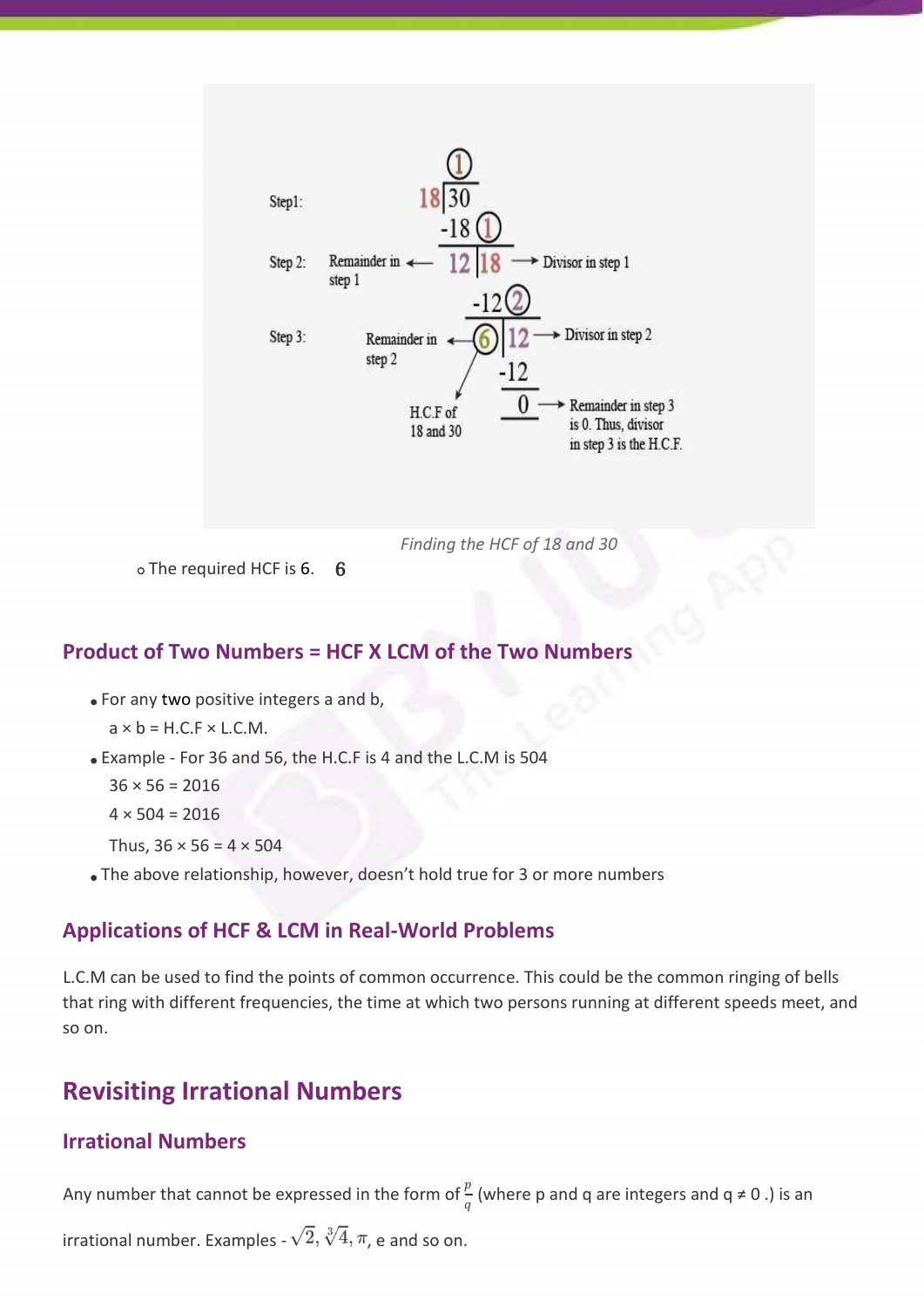*Finding the HCF of 18 and 30*

- The required HCF is 6.

## Product of Two Numbers = HCF X LCM of the Two Numbers

- For any two positive integers a and b,

  a × b = H.C.F × L.C.M.

- Example - For 36 and 56, the H.C.F is 4 and the L.C.M is 504

  36 × 56 = 2016

  4 × 504 = 2016

  Thus, 36 × 56 = 4 × 504

- The above relationship, however, doesn't hold true for 3 or more numbers

## Applications of HCF & LCM in Real-World Problems

L.C.M can be used to find the points of common occurrence. This could be the common ringing of bells that ring with different frequencies, the time at which two persons running at different speeds meet, and so on.

# Revisiting Irrational Numbers

## Irrational Numbers

Any number that cannot be expressed in the form of $\frac{p}{q}$ (where p and q are integers and q ≠ 0 .) is an irrational number. Examples - $\sqrt{2}, \sqrt[3]{4}, \pi$, e and so on.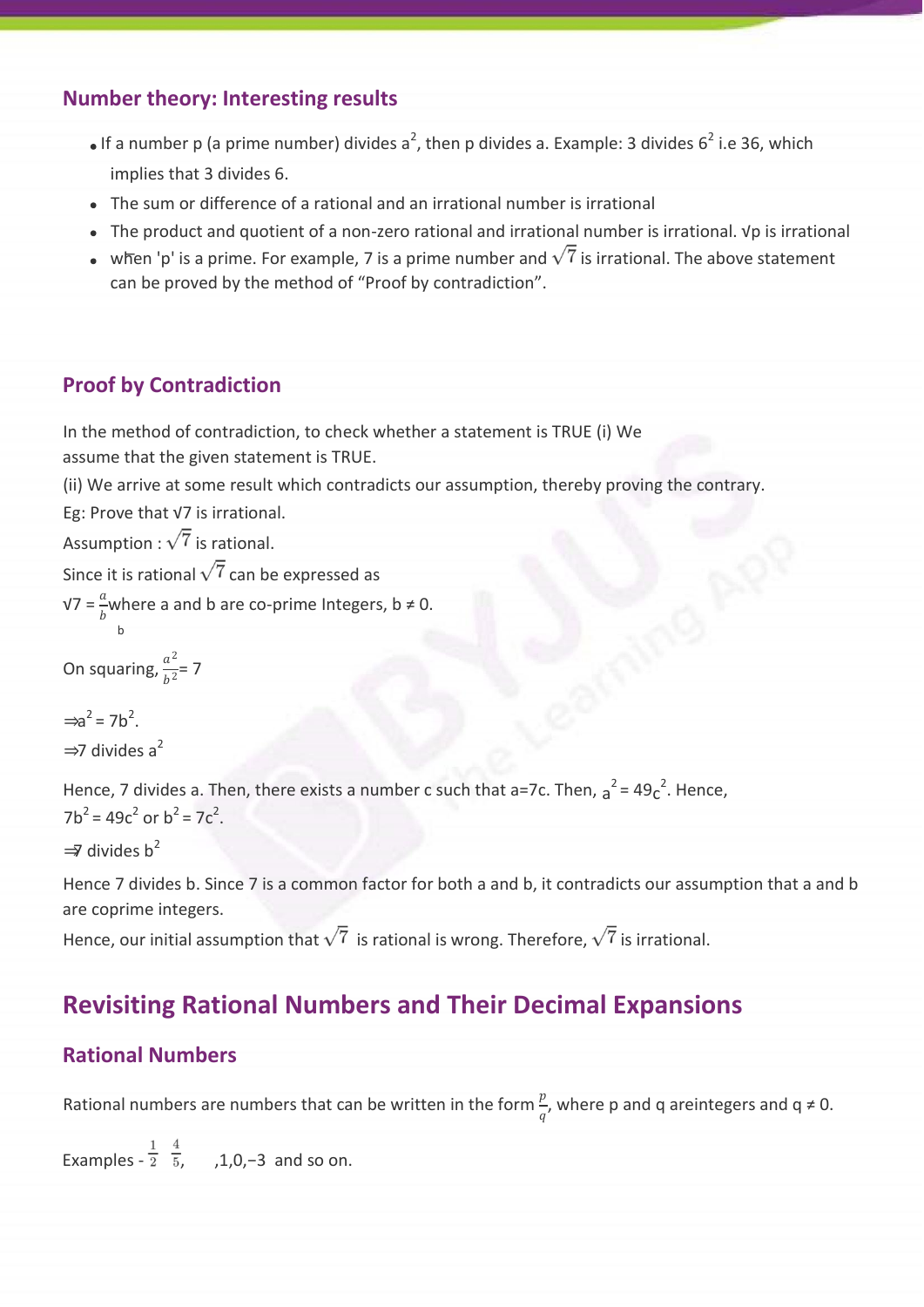## Number theory: Interesting results

- If a number p (a prime number) divides $a^2$, then p divides a. Example: 3 divides $6^2$ i.e 36, which implies that 3 divides 6.
- The sum or difference of a rational and an irrational number is irrational
- The product and quotient of a non-zero rational and irrational number is irrational. √p is irrational
- when 'p' is a prime. For example, 7 is a prime number and $\sqrt{7}$ is irrational. The above statement can be proved by the method of "Proof by contradiction".

## Proof by Contradiction

In the method of contradiction, to check whether a statement is TRUE (i) We assume that the given statement is TRUE.

(ii) We arrive at some result which contradicts our assumption, thereby proving the contrary.

Eg: Prove that √7 is irrational.

Assumption : $\sqrt{7}$ is rational.

Since it is rational $\sqrt{7}$ can be expressed as

$\sqrt{7} = \frac{a}{b}$ where a and b are co-prime Integers, b ≠ 0.

On squaring, $\frac{a^2}{b^2} = 7$

$\Rightarrow a^2 = 7b^2$.

$\Rightarrow$ 7 divides $a^2$

Hence, 7 divides a. Then, there exists a number c such that a=7c. Then, $a^2 = 49c^2$. Hence, $7b^2 = 49c^2$ or $b^2 = 7c^2$.

$\Rightarrow$ 7 divides $b^2$

Hence 7 divides b. Since 7 is a common factor for both a and b, it contradicts our assumption that a and b are coprime integers.

Hence, our initial assumption that $\sqrt{7}$ is rational is wrong. Therefore, $\sqrt{7}$ is irrational.

# Revisiting Rational Numbers and Their Decimal Expansions

## Rational Numbers

Rational numbers are numbers that can be written in the form $\frac{p}{q}$, where p and q areintegers and q ≠ 0.

Examples - $\frac{1}{2}$, $\frac{4}{5}$, ,1,0,−3 and so on.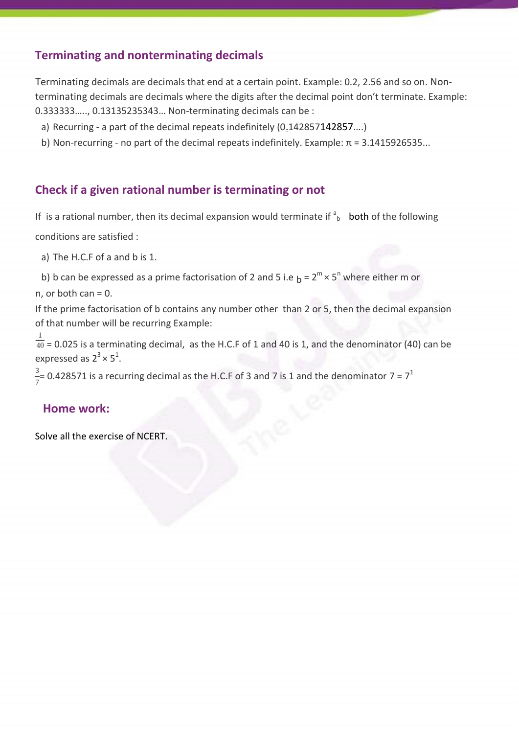## Terminating and nonterminating decimals

Terminating decimals are decimals that end at a certain point. Example: 0.2, 2.56 and so on. Non-terminating decimals are decimals where the digits after the decimal point don't terminate. Example: 0.333333….., 0.13135235343… Non-terminating decimals can be :

a) Recurring - a part of the decimal repeats indefinitely (0.142857142857….)

b) Non-recurring - no part of the decimal repeats indefinitely. Example: π = 3.1415926535...

## Check if a given rational number is terminating or not

If is a rational number, then its decimal expansion would terminate if $^{a}{}_{b}$ both of the following conditions are satisfied :

a) The H.C.F of a and b is 1.

b) b can be expressed as a prime factorisation of 2 and 5 i.e $b = 2^m \times 5^n$ where either m or n, or both can = 0.

If the prime factorisation of b contains any number other than 2 or 5, then the decimal expansion of that number will be recurring Example:

$\frac{1}{40}$ = 0.025 is a terminating decimal, as the H.C.F of 1 and 40 is 1, and the denominator (40) can be expressed as $2^3 \times 5^1$.

$\frac{3}{7}$= 0.428571 is a recurring decimal as the H.C.F of 3 and 7 is 1 and the denominator $7 = 7^1$

## Home work:

Solve all the exercise of NCERT.